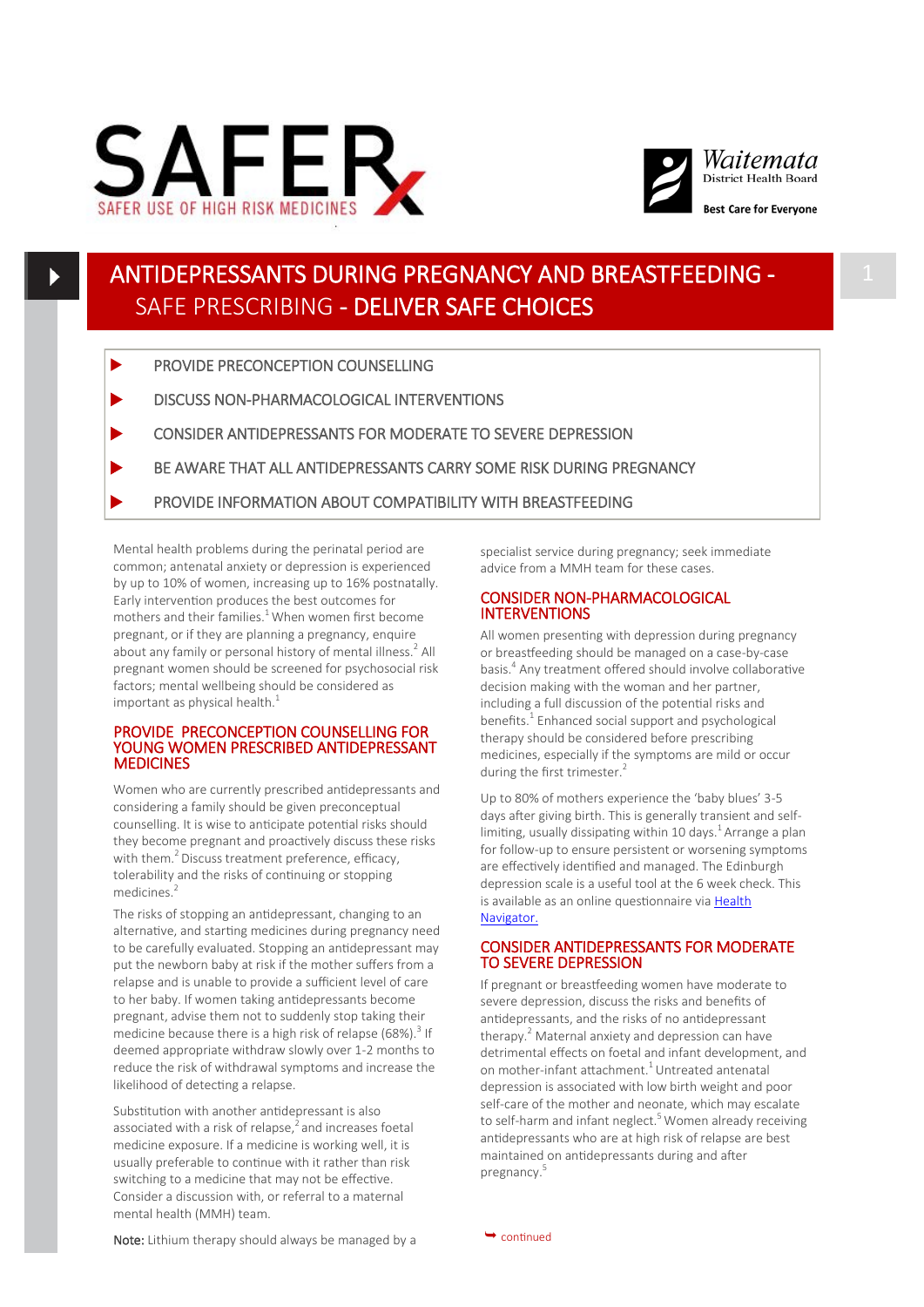SAFER

SAFER USE OF HIGH RISK MEDICINES

Waitemata District Health Board

Best Care for Everyone

# ANTIDEPRESSANTS DURING PREGNANCY AND BREASTFEEDING - SAFE PRESCRIBING - DELIVER SAFE CHOICES

- PROVIDE PRECONCEPTION COUNSELLING
- DISCUSS NON-PHARMACOLOGICAL INTERVENTIONS
- CONSIDER ANTIDEPRESSANTS FOR MODERATE TO SEVERE DEPRESSION
- BE AWARE THAT ALL ANTIDEPRESSANTS CARRY SOME RISK DURING PREGNANCY
- PROVIDE INFORMATION ABOUT COMPATIBILITY WITH BREASTFEEDING

Mental health problems during the perinatal period are common; antenatal anxiety or depression is experienced by up to 10% of women, increasing up to 16% postnatally. Early intervention produces the best outcomes for mothers and their families.[1] When women first become pregnant, or if they are planning a pregnancy, enquire about any family or personal history of mental illness.[2] All pregnant women should be screened for psychosocial risk factors; mental wellbeing should be considered as important as physical health.[1]

## PROVIDE PRECONCEPTION COUNSELLING FOR YOUNG WOMEN PRESCRIBED ANTIDEPRESSANT MEDICINES

Women who are currently prescribed antidepressants and considering a family should be given preconceptual counselling. It is wise to anticipate potential risks should they become pregnant and proactively discuss these risks with them.[2] Discuss treatment preference, efficacy, tolerability and the risks of continuing or stopping medicines.[2]

The risks of stopping an antidepressant, changing to an alternative, and starting medicines during pregnancy need to be carefully evaluated. Stopping an antidepressant may put the newborn baby at risk if the mother suffers from a relapse and is unable to provide a sufficient level of care to her baby. If women taking antidepressants become pregnant, advise them not to suddenly stop taking their medicine because there is a high risk of relapse (68%).[3] If deemed appropriate withdraw slowly over 1-2 months to reduce the risk of withdrawal symptoms and increase the likelihood of detecting a relapse.

Substitution with another antidepressant is also associated with a risk of relapse,[2] and increases foetal medicine exposure. If a medicine is working well, it is usually preferable to continue with it rather than risk switching to a medicine that may not be effective. Consider a discussion with, or referral to a maternal mental health (MMH) team.

**Note:** Lithium therapy should always be managed by a specialist service during pregnancy; seek immediate advice from a MMH team for these cases.

## CONSIDER NON-PHARMACOLOGICAL INTERVENTIONS

All women presenting with depression during pregnancy or breastfeeding should be managed on a case-by-case basis.[4] Any treatment offered should involve collaborative decision making with the woman and her partner, including a full discussion of the potential risks and benefits.[1] Enhanced social support and psychological therapy should be considered before prescribing medicines, especially if the symptoms are mild or occur during the first trimester.[2]

Up to 80% of mothers experience the 'baby blues' 3-5 days after giving birth. This is generally transient and self-limiting, usually dissipating within 10 days.[1] Arrange a plan for follow-up to ensure persistent or worsening symptoms are effectively identified and managed. The Edinburgh depression scale is a useful tool at the 6 week check. This is available as an online questionnaire via [Health Navigator.]

## CONSIDER ANTIDEPRESSANTS FOR MODERATE TO SEVERE DEPRESSION

If pregnant or breastfeeding women have moderate to severe depression, discuss the risks and benefits of antidepressants, and the risks of no antidepressant therapy.[2] Maternal anxiety and depression can have detrimental effects on foetal and infant development, and on mother-infant attachment.[1] Untreated antenatal depression is associated with low birth weight and poor self-care of the mother and neonate, which may escalate to self-harm and infant neglect.[5] Women already receiving antidepressants who are at high risk of relapse are best maintained on antidepressants during and after pregnancy.[5]

continued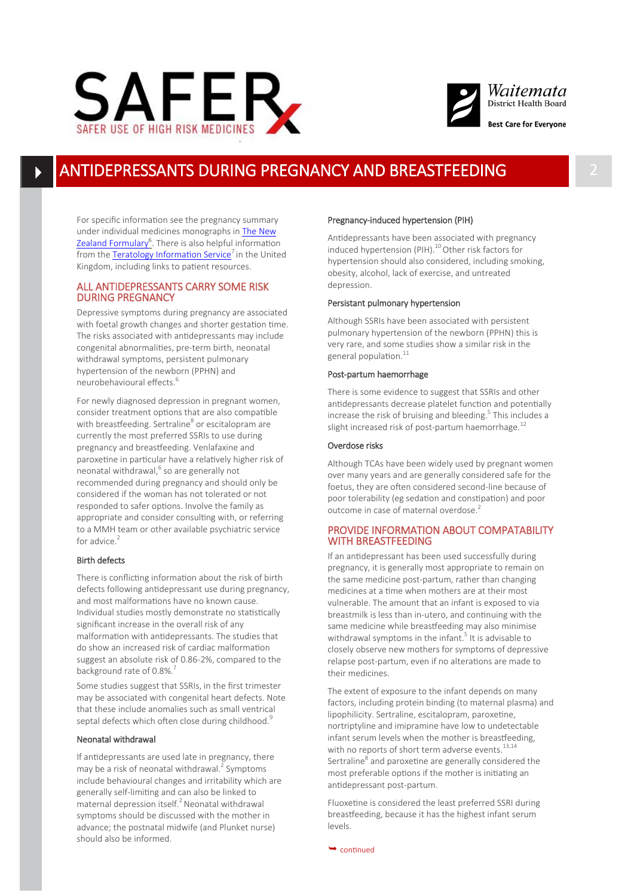# ANTIDEPRESSANTS DURING PREGNANCY AND BREASTFEEDING

For specific information see the pregnancy summary under individual medicines monographs in The New Zealand Formulary[6]. There is also helpful information from the Teratology Information Service[7] in the United Kingdom, including links to patient resources.

## ALL ANTIDEPRESSANTS CARRY SOME RISK DURING PREGNANCY

Depressive symptoms during pregnancy are associated with foetal growth changes and shorter gestation time. The risks associated with antidepressants may include congenital abnormalities, pre-term birth, neonatal withdrawal symptoms, persistent pulmonary hypertension of the newborn (PPHN) and neurobehavioural effects.[6]

For newly diagnosed depression in pregnant women, consider treatment options that are also compatible with breastfeeding. Sertraline[8] or escitalopram are currently the most preferred SSRIs to use during pregnancy and breastfeeding. Venlafaxine and paroxetine in particular have a relatively higher risk of neonatal withdrawal,[6] so are generally not recommended during pregnancy and should only be considered if the woman has not tolerated or not responded to safer options. Involve the family as appropriate and consider consulting with, or referring to a MMH team or other available psychiatric service for advice.[2]

### Birth defects

There is conflicting information about the risk of birth defects following antidepressant use during pregnancy, and most malformations have no known cause. Individual studies mostly demonstrate no statistically significant increase in the overall risk of any malformation with antidepressants. The studies that do show an increased risk of cardiac malformation suggest an absolute risk of 0.86-2%, compared to the background rate of 0.8%.[7]

Some studies suggest that SSRIs, in the first trimester may be associated with congenital heart defects. Note that these include anomalies such as small ventrical septal defects which often close during childhood.[9]

### Neonatal withdrawal

If antidepressants are used late in pregnancy, there may be a risk of neonatal withdrawal.[2] Symptoms include behavioural changes and irritability which are generally self-limiting and can also be linked to maternal depression itself.[2] Neonatal withdrawal symptoms should be discussed with the mother in advance; the postnatal midwife (and Plunket nurse) should also be informed.

### Pregnancy-induced hypertension (PIH)

Antidepressants have been associated with pregnancy induced hypertension (PIH).[10] Other risk factors for hypertension should also considered, including smoking, obesity, alcohol, lack of exercise, and untreated depression.

### Persistant pulmonary hypertension

Although SSRIs have been associated with persistent pulmonary hypertension of the newborn (PPHN) this is very rare, and some studies show a similar risk in the general population.[11]

### Post-partum haemorrhage

There is some evidence to suggest that SSRIs and other antidepressants decrease platelet function and potentially increase the risk of bruising and bleeding.[5] This includes a slight increased risk of post-partum haemorrhage.[12]

### Overdose risks

Although TCAs have been widely used by pregnant women over many years and are generally considered safe for the foetus, they are often considered second-line because of poor tolerability (eg sedation and constipation) and poor outcome in case of maternal overdose.[2]

## PROVIDE INFORMATION ABOUT COMPATABILITY WITH BREASTFEEDING

If an antidepressant has been used successfully during pregnancy, it is generally most appropriate to remain on the same medicine post-partum, rather than changing medicines at a time when mothers are at their most vulnerable. The amount that an infant is exposed to via breastmilk is less than in-utero, and continuing with the same medicine while breastfeeding may also minimise withdrawal symptoms in the infant.[5] It is advisable to closely observe new mothers for symptoms of depressive relapse post-partum, even if no alterations are made to their medicines.

The extent of exposure to the infant depends on many factors, including protein binding (to maternal plasma) and lipophilicity. Sertraline, escitalopram, paroxetine, nortriptyline and imipramine have low to undetectable infant serum levels when the mother is breastfeeding, with no reports of short term adverse events.[13,14] Sertraline[8] and paroxetine are generally considered the most preferable options if the mother is initiating an antidepressant post-partum.

Fluoxetine is considered the least preferred SSRI during breastfeeding, because it has the highest infant serum levels.

continued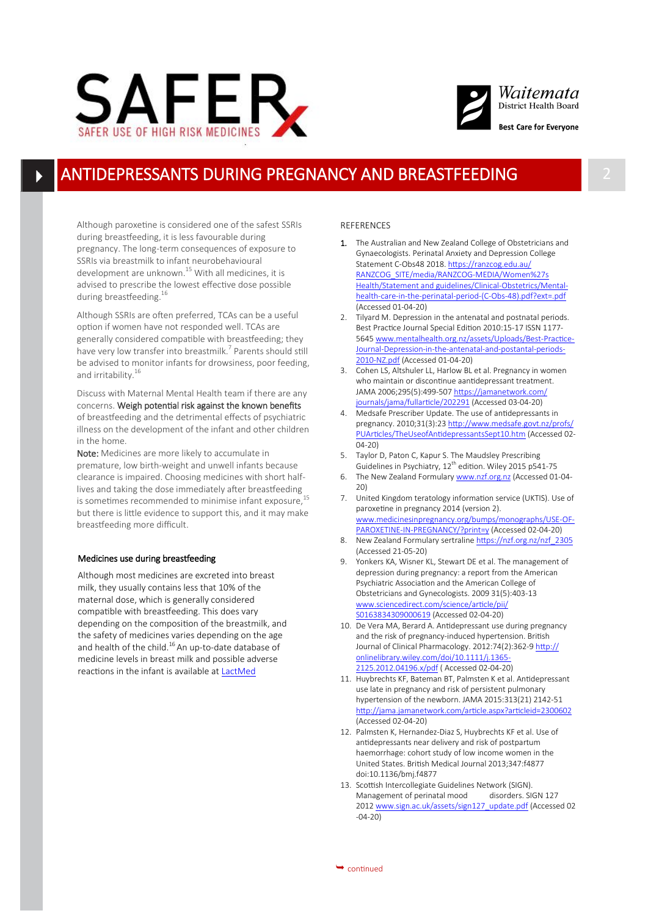# ANTIDEPRESSANTS DURING PREGNANCY AND BREASTFEEDING

Although paroxetine is considered one of the safest SSRIs during breastfeeding, it is less favourable during pregnancy. The long-term consequences of exposure to SSRIs via breastmilk to infant neurobehavioural development are unknown.[15] With all medicines, it is advised to prescribe the lowest effective dose possible during breastfeeding.[16]

Although SSRIs are often preferred, TCAs can be a useful option if women have not responded well. TCAs are generally considered compatible with breastfeeding; they have very low transfer into breastmilk.[7] Parents should still be advised to monitor infants for drowsiness, poor feeding, and irritability.[16]

Discuss with Maternal Mental Health team if there are any concerns. **Weigh potential risk against the known benefits** of breastfeeding and the detrimental effects of psychiatric illness on the development of the infant and other children in the home.

**Note:** Medicines are more likely to accumulate in premature, low birth-weight and unwell infants because clearance is impaired. Choosing medicines with short half-lives and taking the dose immediately after breastfeeding is sometimes recommended to minimise infant exposure,[15] but there is little evidence to support this, and it may make breastfeeding more difficult.

## Medicines use during breastfeeding

Although most medicines are excreted into breast milk, they usually contains less that 10% of the maternal dose, which is generally considered compatible with breastfeeding. This does vary depending on the composition of the breastmilk, and the safety of medicines varies depending on the age and health of the child.[16] An up-to-date database of medicine levels in breast milk and possible adverse reactions in the infant is available at LactMed

## REFERENCES

1. The Australian and New Zealand College of Obstetricians and Gynaecologists. Perinatal Anxiety and Depression College Statement C-Obs48 2018. https://ranzcog.edu.au/RANZCOG_SITE/media/RANZCOG-MEDIA/Women%27s Health/Statement and guidelines/Clinical-Obstetrics/Mental-health-care-in-the-perinatal-period-(C-Obs-48).pdf?ext=.pdf (Accessed 01-04-20)
2. Tilyard M. Depression in the antenatal and postnatal periods. Best Practice Journal Special Edition 2010:15-17 ISSN 1177-5645 www.mentalhealth.org.nz/assets/Uploads/Best-Practice-Journal-Depression-in-the-antenatal-and-postantal-periods-2010-NZ.pdf (Accessed 01-04-20)
3. Cohen LS, Altshuler LL, Harlow BL et al. Pregnancy in women who maintain or discontinue aantidepressant treatment. JAMA 2006;295(5):499-507 https://jamanetwork.com/journals/jama/fullarticle/202291 (Accessed 03-04-20)
4. Medsafe Prescriber Update. The use of antidepressants in pregnancy. 2010;31(3):23 http://www.medsafe.govt.nz/profs/PUArticles/TheUseofAntidepressantsSept10.htm (Accessed 02-04-20)
5. Taylor D, Paton C, Kapur S. The Maudsley Prescribing Guidelines in Psychiatry, 12th edition. Wiley 2015 p541-75
6. The New Zealand Formulary www.nzf.org.nz (Accessed 01-04-20)
7. United Kingdom teratology information service (UKTIS). Use of paroxetine in pregnancy 2014 (version 2). www.medicinesinpregnancy.org/bumps/monographs/USE-OF-PAROXETINE-IN-PREGNANCY/?print=y (Accessed 02-04-20)
8. New Zealand Formulary sertraline https://nzf.org.nz/nzf_2305 (Accessed 21-05-20)
9. Yonkers KA, Wisner KL, Stewart DE et al. The management of depression during pregnancy: a report from the American Psychiatric Association and the American College of Obstetricians and Gynecologists. 2009 31(5):403-13 www.sciencedirect.com/science/article/pii/S0163834309000619 (Accessed 02-04-20)
10. De Vera MA, Berard A. Antidepressant use during pregnancy and the risk of pregnancy-induced hypertension. British Journal of Clinical Pharmacology. 2012:74(2):362-9 http://onlinelibrary.wiley.com/doi/10.1111/j.1365-2125.2012.04196.x/pdf ( Accessed 02-04-20)
11. Huybrechts KF, Bateman BT, Palmsten K et al. Antidepressant use late in pregnancy and risk of persistent pulmonary hypertension of the newborn. JAMA 2015:313(21) 2142-51 http://jama.jamanetwork.com/article.aspx?articleid=2300602 (Accessed 02-04-20)
12. Palmsten K, Hernandez-Diaz S, Huybrechts KF et al. Use of antidepressants near delivery and risk of postpartum haemorrhage: cohort study of low income women in the United States. British Medical Journal 2013;347:f4877 doi:10.1136/bmj.f4877
13. Scottish Intercollegiate Guidelines Network (SIGN). Management of perinatal mood disorders. SIGN 127 2012 www.sign.ac.uk/assets/sign127_update.pdf (Accessed 02-04-20)

continued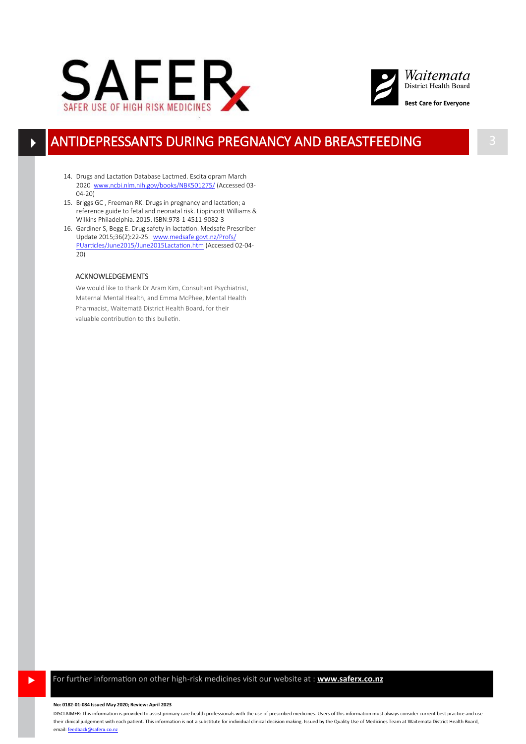14. Drugs and Lactation Database Lactmed. Escitalopram March 2020 www.ncbi.nlm.nih.gov/books/NBK501275/ (Accessed 03-04-20)
15. Briggs GC , Freeman RK. Drugs in pregnancy and lactation; a reference guide to fetal and neonatal risk. Lippincott Williams & Wilkins Philadelphia. 2015. ISBN:978-1-4511-9082-3
16. Gardiner S, Begg E. Drug safety in lactation. Medsafe Prescriber Update 2015;36(2):22-25. www.medsafe.govt.nz/Profs/PUarticles/June2015/June2015Lactation.htm (Accessed 02-04-20)

### ACKNOWLEDGEMENTS

We would like to thank Dr Aram Kim, Consultant Psychiatrist, Maternal Mental Health, and Emma McPhee, Mental Health Pharmacist, Waitematā District Health Board, for their valuable contribution to this bulletin.

For further information on other high-risk medicines visit our website at : **www.saferx.co.nz**

**No: 0182-01-084 Issued May 2020; Review: April 2023**

DISCLAIMER: This information is provided to assist primary care health professionals with the use of prescribed medicines. Users of this information must always consider current best practice and use their clinical judgement with each patient. This information is not a substitute for individual clinical decision making. Issued by the Quality Use of Medicines Team at Waitemata District Health Board, email: feedback@saferx.co.nz